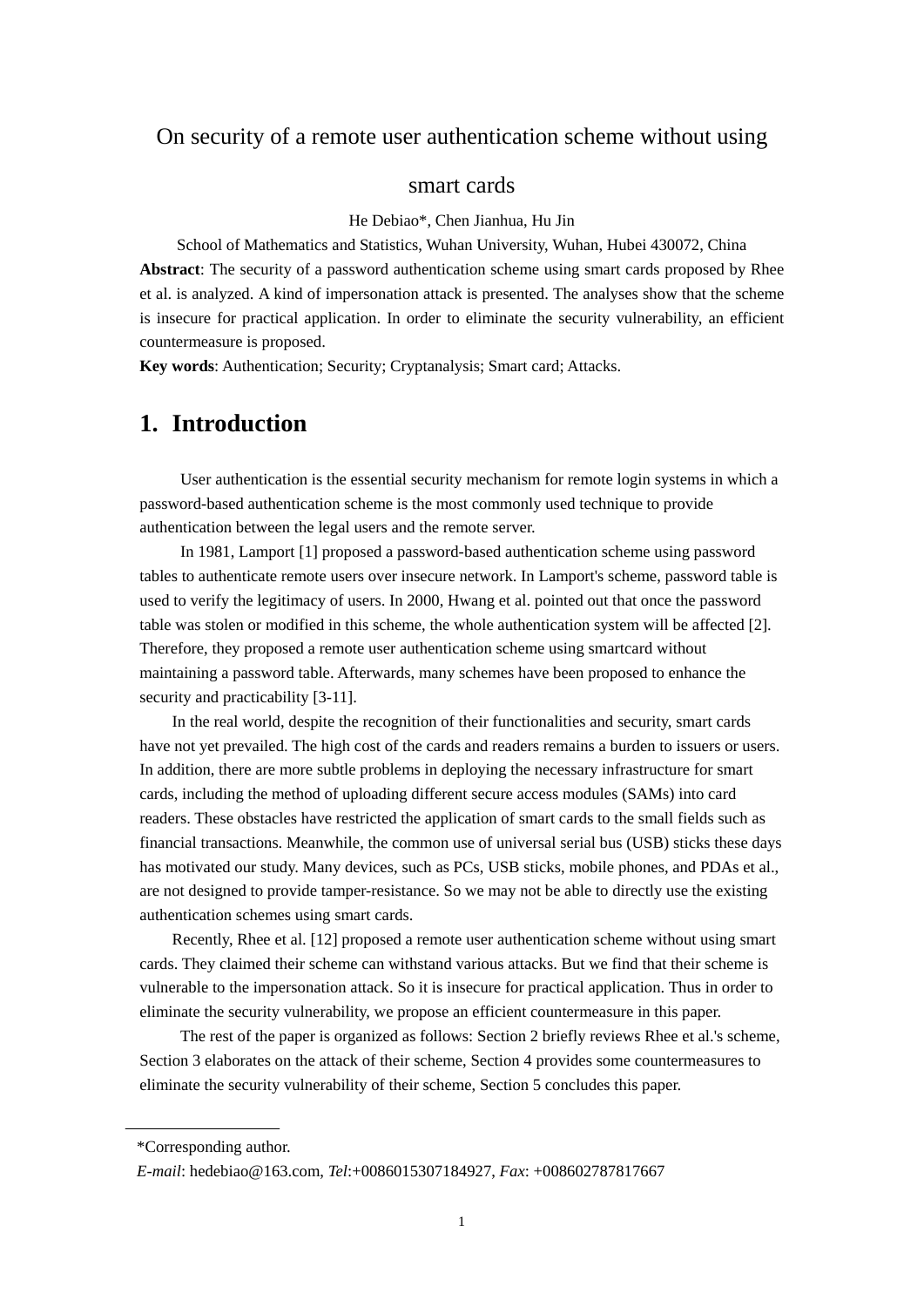# On security of a remote user authentication scheme without using smart cards

He Debiao*, Chen Jianhua, Hu Jin

School of Mathematics and Statistics, Wuhan University, Wuhan, Hubei 430072, China

**Abstract**: The security of a password authentication scheme using smart cards proposed by Rhee et al. is analyzed. A kind of impersonation attack is presented. The analyses show that the scheme is insecure for practical application. In order to eliminate the security vulnerability, an efficient countermeasure is proposed.

**Key words**: Authentication; Security; Cryptanalysis; Smart card; Attacks.

## 1. Introduction

User authentication is the essential security mechanism for remote login systems in which a password-based authentication scheme is the most commonly used technique to provide authentication between the legal users and the remote server.

In 1981, Lamport [1] proposed a password-based authentication scheme using password tables to authenticate remote users over insecure network. In Lamport's scheme, password table is used to verify the legitimacy of users. In 2000, Hwang et al. pointed out that once the password table was stolen or modified in this scheme, the whole authentication system will be affected [2]. Therefore, they proposed a remote user authentication scheme using smartcard without maintaining a password table. Afterwards, many schemes have been proposed to enhance the security and practicability [3-11].

In the real world, despite the recognition of their functionalities and security, smart cards have not yet prevailed. The high cost of the cards and readers remains a burden to issuers or users. In addition, there are more subtle problems in deploying the necessary infrastructure for smart cards, including the method of uploading different secure access modules (SAMs) into card readers. These obstacles have restricted the application of smart cards to the small fields such as financial transactions. Meanwhile, the common use of universal serial bus (USB) sticks these days has motivated our study. Many devices, such as PCs, USB sticks, mobile phones, and PDAs et al., are not designed to provide tamper-resistance. So we may not be able to directly use the existing authentication schemes using smart cards.

Recently, Rhee et al. [12] proposed a remote user authentication scheme without using smart cards. They claimed their scheme can withstand various attacks. But we find that their scheme is vulnerable to the impersonation attack. So it is insecure for practical application. Thus in order to eliminate the security vulnerability, we propose an efficient countermeasure in this paper.

The rest of the paper is organized as follows: Section 2 briefly reviews Rhee et al.'s scheme, Section 3 elaborates on the attack of their scheme, Section 4 provides some countermeasures to eliminate the security vulnerability of their scheme, Section 5 concludes this paper.

---

*Corresponding author.

*E-mail*: hedebiao@163.com, *Tel*:+0086015307184927, *Fax*: +008602787817667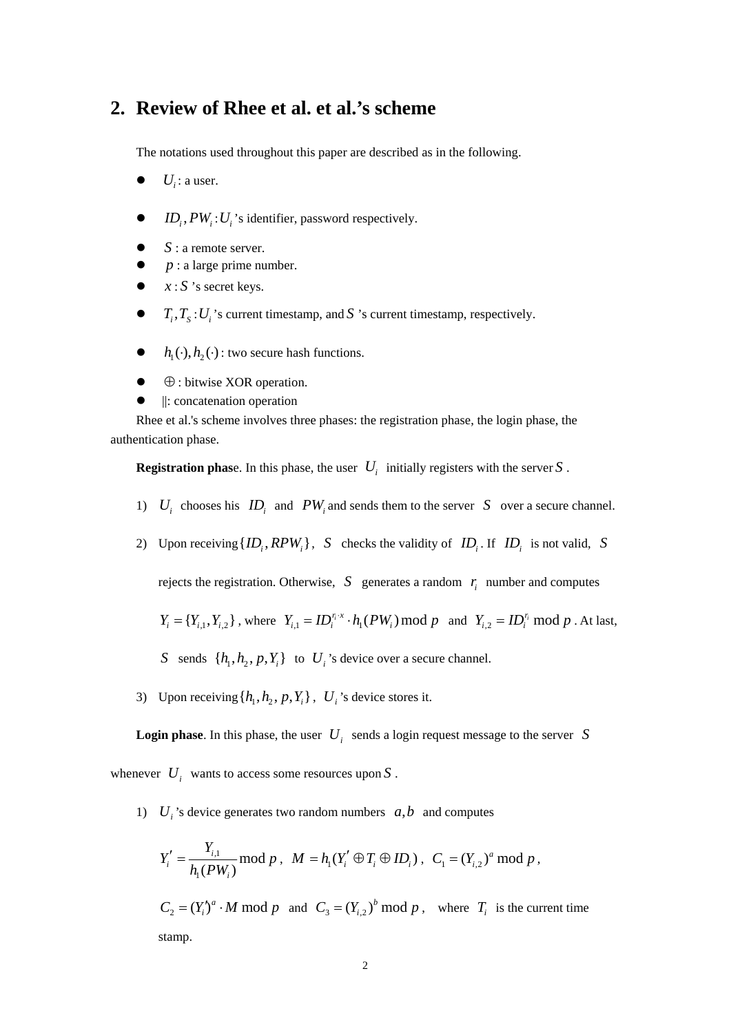## 2. Review of Rhee et al. et al.'s scheme

The notations used throughout this paper are described as in the following.

- $U_i$: a user.
- $ID_i, PW_i$: $U_i$'s identifier, password respectively.
- $S$ : a remote server.
- $p$ : a large prime number.
- $x$ : $S$'s secret keys.
- $T_i, T_S$ : $U_i$'s current timestamp, and $S$'s current timestamp, respectively.
- $h_1(\cdot), h_2(\cdot)$ : two secure hash functions.
- $\oplus$ : bitwise XOR operation.
- $||$: concatenation operation

Rhee et al.'s scheme involves three phases: the registration phase, the login phase, the authentication phase.

**Registration phas**e. In this phase, the user $U_i$ initially registers with the server $S$.

1) $U_i$ chooses his $ID_i$ and $PW_i$ and sends them to the server $S$ over a secure channel.
2) Upon receiving $\{ID_i, RPW_i\}$, $S$ checks the validity of $ID_i$. If $ID_i$ is not valid, $S$ rejects the registration. Otherwise, $S$ generates a random $r_i$ number and computes $Y_i = \{Y_{i,1}, Y_{i,2}\}$, where $Y_{i,1} = ID_i^{r_i \cdot x} \cdot h_1(PW_i) \bmod p$ and $Y_{i,2} = ID_i^{r_i} \bmod p$. At last, $S$ sends $\{h_1, h_2, p, Y_i\}$ to $U_i$'s device over a secure channel.
3) Upon receiving $\{h_1, h_2, p, Y_i\}$, $U_i$'s device stores it.

**Login phase**. In this phase, the user $U_i$ sends a login request message to the server $S$ whenever $U_i$ wants to access some resources upon $S$.

1) $U_i$'s device generates two random numbers $a, b$ and computes

$$Y_i' = \frac{Y_{i,1}}{h_1(PW_i)} \bmod p,\ \ M = h_1(Y_i' \oplus T_i \oplus ID_i),\ \ C_1 = (Y_{i,2})^a \bmod p,$$

$C_2 = (Y_i')^a \cdot M \bmod p$ and $C_3 = (Y_{i,2})^b \bmod p$, where $T_i$ is the current time stamp.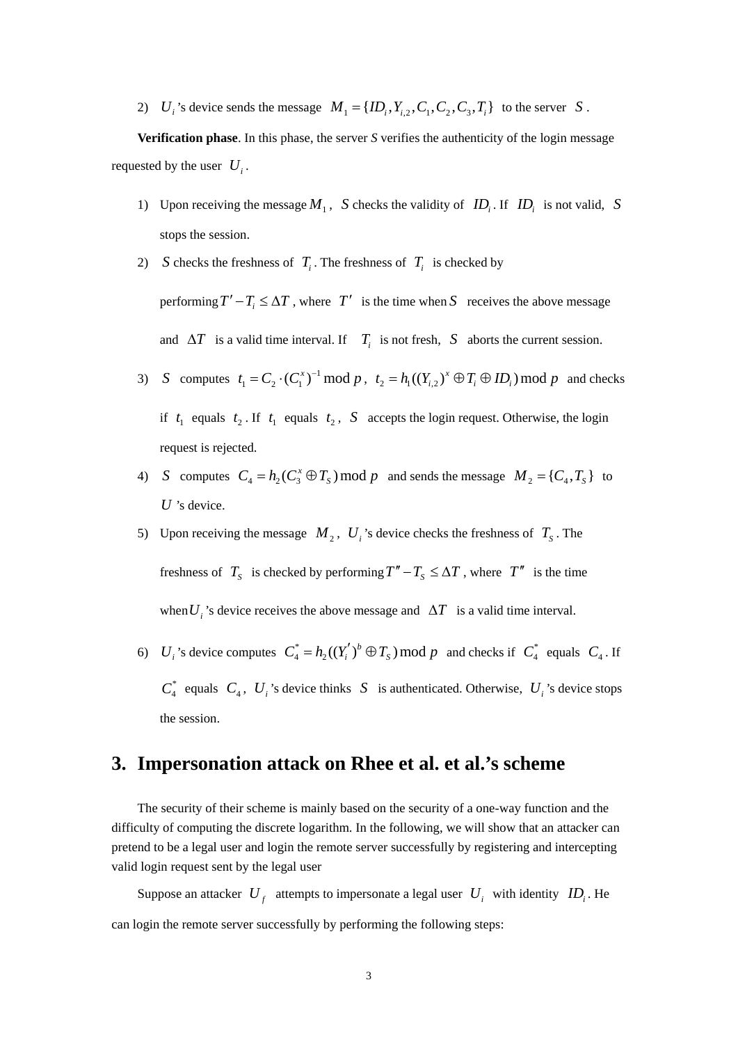2) $U_i$'s device sends the message $M_1 = \{ID_i, Y_{i,2}, C_1, C_2, C_3, T_i\}$ to the server $S$.

**Verification phase**. In this phase, the server *S* verifies the authenticity of the login message requested by the user $U_i$.

1) Upon receiving the message $M_1$, $S$ checks the validity of $ID_i$. If $ID_i$ is not valid, $S$ stops the session.
2) $S$ checks the freshness of $T_i$. The freshness of $T_i$ is checked by performing $T' - T_i \leq \Delta T$, where $T'$ is the time when $S$ receives the above message and $\Delta T$ is a valid time interval. If $T_i$ is not fresh, $S$ aborts the current session.
3) $S$ computes $t_1 = C_2 \cdot (C_1^x)^{-1} \bmod p$, $t_2 = h_1((Y_{i,2})^x \oplus T_i \oplus ID_i) \bmod p$ and checks if $t_1$ equals $t_2$. If $t_1$ equals $t_2$, $S$ accepts the login request. Otherwise, the login request is rejected.
4) $S$ computes $C_4 = h_2(C_3^x \oplus T_S) \bmod p$ and sends the message $M_2 = \{C_4, T_S\}$ to $U$'s device.
5) Upon receiving the message $M_2$, $U_i$'s device checks the freshness of $T_S$. The freshness of $T_S$ is checked by performing $T'' - T_S \leq \Delta T$, where $T''$ is the time when $U_i$'s device receives the above message and $\Delta T$ is a valid time interval.
6) $U_i$'s device computes $C_4^* = h_2((Y_i')^b \oplus T_S) \bmod p$ and checks if $C_4^*$ equals $C_4$. If $C_4^*$ equals $C_4$, $U_i$'s device thinks $S$ is authenticated. Otherwise, $U_i$'s device stops the session.

# 3. Impersonation attack on Rhee et al. et al.'s scheme

The security of their scheme is mainly based on the security of a one-way function and the difficulty of computing the discrete logarithm. In the following, we will show that an attacker can pretend to be a legal user and login the remote server successfully by registering and intercepting valid login request sent by the legal user

Suppose an attacker $U_f$ attempts to impersonate a legal user $U_i$ with identity $ID_i$. He can login the remote server successfully by performing the following steps: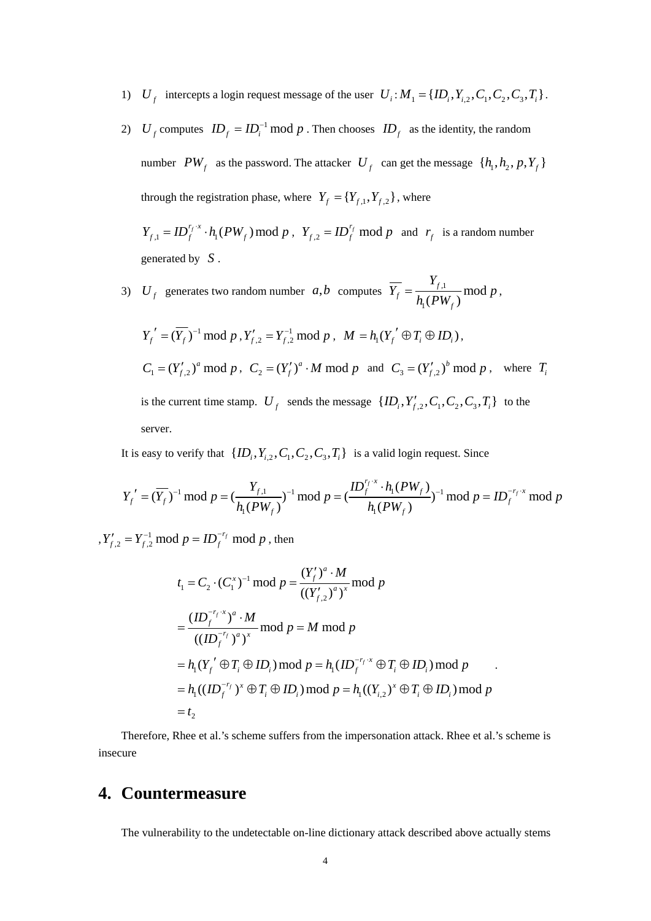1) $U_f$ intercepts a login request message of the user $U_i : M_1 = \{ID_i, Y_{i,2}, C_1, C_2, C_3, T_i\}$.

2) $U_f$ computes $ID_f = ID_i^{-1} \bmod p$. Then chooses $ID_f$ as the identity, the random number $PW_f$ as the password. The attacker $U_f$ can get the message $\{h_1, h_2, p, Y_f\}$ through the registration phase, where $Y_f = \{Y_{f,1}, Y_{f,2}\}$, where $Y_{f,1} = ID_f^{r_f \cdot x} \cdot h_1(PW_f) \bmod p$, $Y_{f,2} = ID_f^{r_f} \bmod p$ and $r_f$ is a random number generated by $S$.

3) $U_f$ generates two random number $a, b$ computes $\overline{Y_f} = \dfrac{Y_{f,1}}{h_1(PW_f)} \bmod p$, $Y_f{}' = (\overline{Y_f})^{-1} \bmod p$, $Y'_{f,2} = Y_{f,2}^{-1} \bmod p$, $M = h_1(Y_f{}' \oplus T_i \oplus ID_i)$, $C_1 = (Y'_{f,2})^a \bmod p$, $C_2 = (Y'_f)^a \cdot M \bmod p$ and $C_3 = (Y'_{f,2})^b \bmod p$, where $T_i$ is the current time stamp. $U_f$ sends the message $\{ID_i, Y'_{f,2}, C_1, C_2, C_3, T_i\}$ to the server.

It is easy to verify that $\{ID_i, Y_{i,2}, C_1, C_2, C_3, T_i\}$ is a valid login request. Since

$$Y_f{}' = (\overline{Y_f})^{-1} \bmod p = \left(\frac{Y_{f,1}}{h_1(PW_f)}\right)^{-1} \bmod p = \left(\frac{ID_f^{r_f \cdot x} \cdot h_1(PW_f)}{h_1(PW_f)}\right)^{-1} \bmod p = ID_f^{-r_f \cdot x} \bmod p$$

$, Y'_{f,2} = Y_{f,2}^{-1} \bmod p = ID_f^{-r_f} \bmod p$, then

$$
\begin{aligned}
t_1 &= C_2 \cdot (C_1^x)^{-1} \bmod p = \frac{(Y'_f)^a \cdot M}{((Y'_{f,2})^a)^x} \bmod p \\
&= \frac{(ID_f^{-r_f \cdot x})^a \cdot M}{((ID_f^{-r_f})^a)^x} \bmod p = M \bmod p \\
&= h_1(Y_f{}' \oplus T_i \oplus ID_i) \bmod p = h_1(ID_f^{-r_f \cdot x} \oplus T_i \oplus ID_i) \bmod p \\
&= h_1((ID_f^{-r_f})^x \oplus T_i \oplus ID_i) \bmod p = h_1((Y_{i,2})^x \oplus T_i \oplus ID_i) \bmod p \\
&= t_2
\end{aligned}
$$

Therefore, Rhee et al.'s scheme suffers from the impersonation attack. Rhee et al.'s scheme is insecure

# 4. Countermeasure

The vulnerability to the undetectable on-line dictionary attack described above actually stems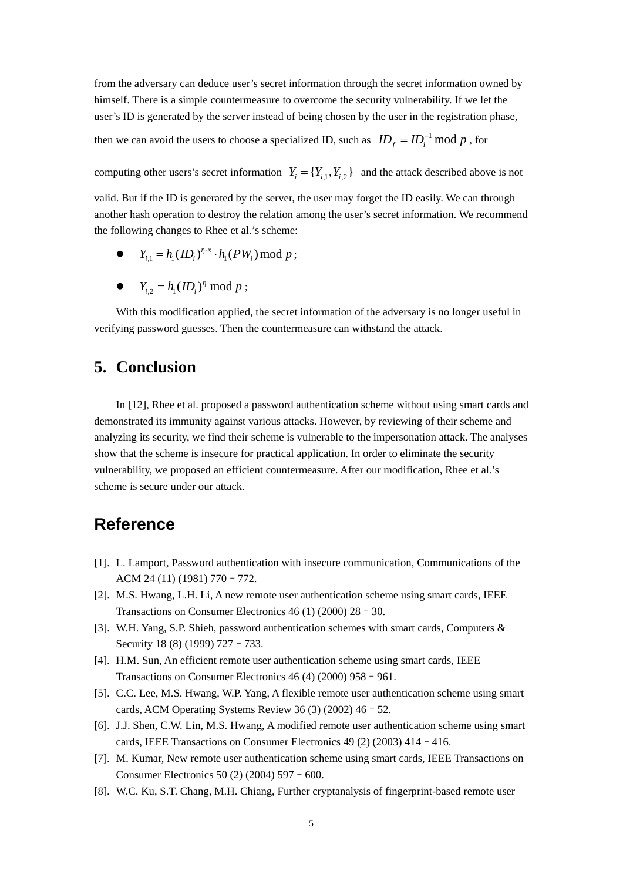from the adversary can deduce user's secret information through the secret information owned by himself. There is a simple countermeasure to overcome the security vulnerability. If we let the user's ID is generated by the server instead of being chosen by the user in the registration phase, then we can avoid the users to choose a specialized ID, such as $ID_f = ID_i^{-1} \bmod p$, for computing other users's secret information $Y_i = \{Y_{i,1}, Y_{i,2}\}$ and the attack described above is not valid. But if the ID is generated by the server, the user may forget the ID easily. We can through another hash operation to destroy the relation among the user's secret information. We recommend the following changes to Rhee et al.'s scheme:

- $Y_{i,1} = h_1(ID_i)^{r_i \cdot x} \cdot h_1(PW_i) \bmod p$;
- $Y_{i,2} = h_1(ID_i)^{r_i} \bmod p$;

With this modification applied, the secret information of the adversary is no longer useful in verifying password guesses. Then the countermeasure can withstand the attack.

## 5. Conclusion

In [12], Rhee et al. proposed a password authentication scheme without using smart cards and demonstrated its immunity against various attacks. However, by reviewing of their scheme and analyzing its security, we find their scheme is vulnerable to the impersonation attack. The analyses show that the scheme is insecure for practical application. In order to eliminate the security vulnerability, we proposed an efficient countermeasure. After our modification, Rhee et al.'s scheme is secure under our attack.

## Reference

[1]. L. Lamport, Password authentication with insecure communication, Communications of the ACM 24 (11) (1981) 770 – 772.

[2]. M.S. Hwang, L.H. Li, A new remote user authentication scheme using smart cards, IEEE Transactions on Consumer Electronics 46 (1) (2000) 28 – 30.

[3]. W.H. Yang, S.P. Shieh, password authentication schemes with smart cards, Computers & Security 18 (8) (1999) 727 – 733.

[4]. H.M. Sun, An efficient remote user authentication scheme using smart cards, IEEE Transactions on Consumer Electronics 46 (4) (2000) 958 – 961.

[5]. C.C. Lee, M.S. Hwang, W.P. Yang, A flexible remote user authentication scheme using smart cards, ACM Operating Systems Review 36 (3) (2002) 46 – 52.

[6]. J.J. Shen, C.W. Lin, M.S. Hwang, A modified remote user authentication scheme using smart cards, IEEE Transactions on Consumer Electronics 49 (2) (2003) 414 – 416.

[7]. M. Kumar, New remote user authentication scheme using smart cards, IEEE Transactions on Consumer Electronics 50 (2) (2004) 597 – 600.

[8]. W.C. Ku, S.T. Chang, M.H. Chiang, Further cryptanalysis of fingerprint-based remote user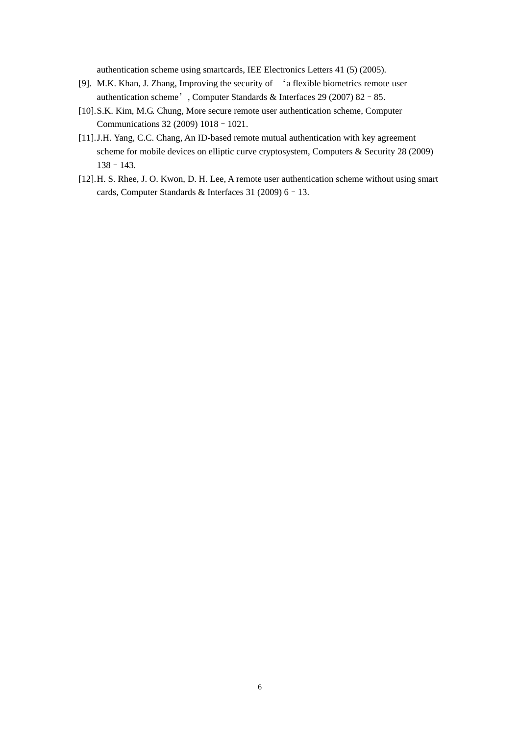authentication scheme using smartcards, IEE Electronics Letters 41 (5) (2005).

[9]. M.K. Khan, J. Zhang, Improving the security of 'a flexible biometrics remote user authentication scheme', Computer Standards & Interfaces 29 (2007) 82–85.

[10]. S.K. Kim, M.G. Chung, More secure remote user authentication scheme, Computer Communications 32 (2009) 1018–1021.

[11]. J.H. Yang, C.C. Chang, An ID-based remote mutual authentication with key agreement scheme for mobile devices on elliptic curve cryptosystem, Computers & Security 28 (2009) 138–143.

[12]. H. S. Rhee, J. O. Kwon, D. H. Lee, A remote user authentication scheme without using smart cards, Computer Standards & Interfaces 31 (2009) 6–13.